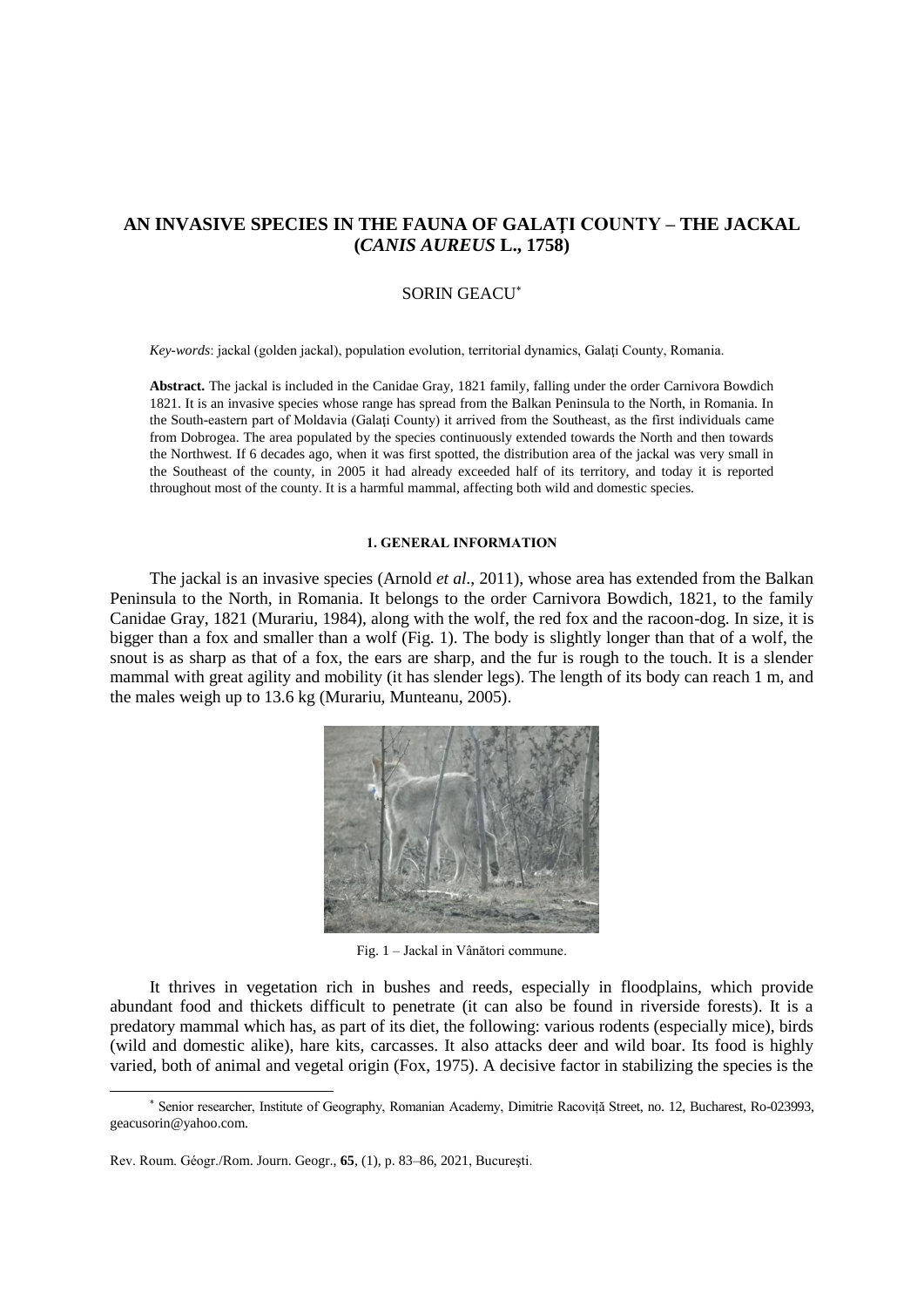# AN INVASIVE SPECIES IN THE FAUNA OF GALAȚI COUNTY – THE JACKAL (*CANIS AUREUS* L., 1758)

SORIN GEACU[*]

*Key-words*: jackal (golden jackal), population evolution, territorial dynamics, Galați County, Romania.

**Abstract.** The jackal is included in the Canidae Gray, 1821 family, falling under the order Carnivora Bowdich 1821. It is an invasive species whose range has spread from the Balkan Peninsula to the North, in Romania. In the South-eastern part of Moldavia (Galați County) it arrived from the Southeast, as the first individuals came from Dobrogea. The area populated by the species continuously extended towards the North and then towards the Northwest. If 6 decades ago, when it was first spotted, the distribution area of the jackal was very small in the Southeast of the county, in 2005 it had already exceeded half of its territory, and today it is reported throughout most of the county. It is a harmful mammal, affecting both wild and domestic species.

## 1. GENERAL INFORMATION

The jackal is an invasive species (Arnold *et al*., 2011), whose area has extended from the Balkan Peninsula to the North, in Romania. It belongs to the order Carnivora Bowdich, 1821, to the family Canidae Gray, 1821 (Murariu, 1984), along with the wolf, the red fox and the racoon-dog. In size, it is bigger than a fox and smaller than a wolf (Fig. 1). The body is slightly longer than that of a wolf, the snout is as sharp as that of a fox, the ears are sharp, and the fur is rough to the touch. It is a slender mammal with great agility and mobility (it has slender legs). The length of its body can reach 1 m, and the males weigh up to 13.6 kg (Murariu, Munteanu, 2005).

Fig. 1 – Jackal in Vânători commune.

It thrives in vegetation rich in bushes and reeds, especially in floodplains, which provide abundant food and thickets difficult to penetrate (it can also be found in riverside forests). It is a predatory mammal which has, as part of its diet, the following: various rodents (especially mice), birds (wild and domestic alike), hare kits, carcasses. It also attacks deer and wild boar. Its food is highly varied, both of animal and vegetal origin (Fox, 1975). A decisive factor in stabilizing the species is the

[*] Senior researcher, Institute of Geography, Romanian Academy, Dimitrie Racoviță Street, no. 12, Bucharest, Ro-023993, geacusorin@yahoo.com.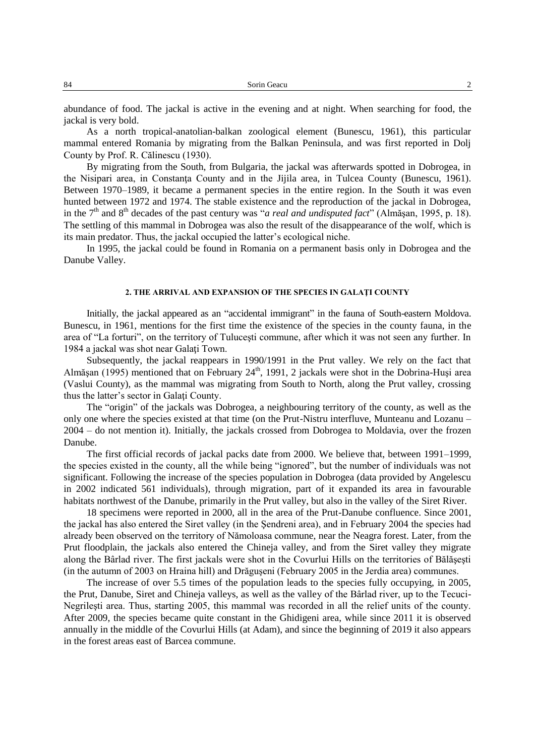abundance of food. The jackal is active in the evening and at night. When searching for food, the jackal is very bold.

As a north tropical-anatolian-balkan zoological element (Bunescu, 1961), this particular mammal entered Romania by migrating from the Balkan Peninsula, and was first reported in Dolj County by Prof. R. Călinescu (1930).

By migrating from the South, from Bulgaria, the jackal was afterwards spotted in Dobrogea, in the Nisipari area, in Constanța County and in the Jijila area, in Tulcea County (Bunescu, 1961). Between 1970–1989, it became a permanent species in the entire region. In the South it was even hunted between 1972 and 1974. The stable existence and the reproduction of the jackal in Dobrogea, in the 7th and 8th decades of the past century was "*a real and undisputed fact*" (Almășan, 1995, p. 18). The settling of this mammal in Dobrogea was also the result of the disappearance of the wolf, which is its main predator. Thus, the jackal occupied the latter's ecological niche.

In 1995, the jackal could be found in Romania on a permanent basis only in Dobrogea and the Danube Valley.

## 2. THE ARRIVAL AND EXPANSION OF THE SPECIES IN GALAŢI COUNTY

Initially, the jackal appeared as an "accidental immigrant" in the fauna of South-eastern Moldova. Bunescu, in 1961, mentions for the first time the existence of the species in the county fauna, in the area of "La forturi", on the territory of Tulucești commune, after which it was not seen any further. In 1984 a jackal was shot near Galați Town.

Subsequently, the jackal reappears in 1990/1991 in the Prut valley. We rely on the fact that Almășan (1995) mentioned that on February 24th, 1991, 2 jackals were shot in the Dobrina-Huși area (Vaslui County), as the mammal was migrating from South to North, along the Prut valley, crossing thus the latter's sector in Galați County.

The "origin" of the jackals was Dobrogea, a neighbouring territory of the county, as well as the only one where the species existed at that time (on the Prut-Nistru interfluve, Munteanu and Lozanu – 2004 – do not mention it). Initially, the jackals crossed from Dobrogea to Moldavia, over the frozen Danube.

The first official records of jackal packs date from 2000. We believe that, between 1991–1999, the species existed in the county, all the while being "ignored", but the number of individuals was not significant. Following the increase of the species population in Dobrogea (data provided by Angelescu in 2002 indicated 561 individuals), through migration, part of it expanded its area in favourable habitats northwest of the Danube, primarily in the Prut valley, but also in the valley of the Siret River.

18 specimens were reported in 2000, all in the area of the Prut-Danube confluence. Since 2001, the jackal has also entered the Siret valley (in the Șendreni area), and in February 2004 the species had already been observed on the territory of Nămoloasa commune, near the Neagra forest. Later, from the Prut floodplain, the jackals also entered the Chineja valley, and from the Siret valley they migrate along the Bârlad river. The first jackals were shot in the Covurlui Hills on the territories of Bălășești (in the autumn of 2003 on Hraina hill) and Drăgușeni (February 2005 in the Jerdia area) communes.

The increase of over 5.5 times of the population leads to the species fully occupying, in 2005, the Prut, Danube, Siret and Chineja valleys, as well as the valley of the Bârlad river, up to the Tecuci-Negrilești area. Thus, starting 2005, this mammal was recorded in all the relief units of the county. After 2009, the species became quite constant in the Ghidigeni area, while since 2011 it is observed annually in the middle of the Covurlui Hills (at Adam), and since the beginning of 2019 it also appears in the forest areas east of Barcea commune.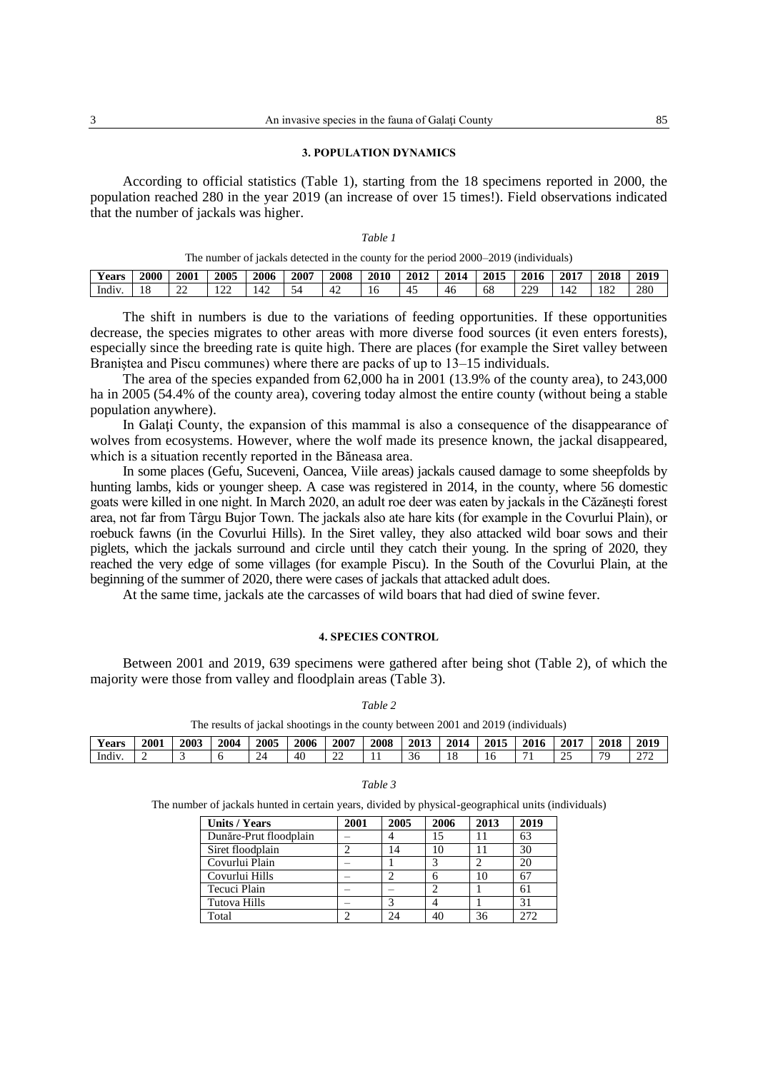## 3. POPULATION DYNAMICS

According to official statistics (Table 1), starting from the 18 specimens reported in 2000, the population reached 280 in the year 2019 (an increase of over 15 times!). Field observations indicated that the number of jackals was higher.

*Table 1*

The number of jackals detected in the county for the period 2000–2019 (individuals)

| Years | 2000 | 2001 | 2005 | 2006 | 2007 | 2008 | 2010 | 2012 | 2014 | 2015 | 2016 | 2017 | 2018 | 2019 |
|---|---|---|---|---|---|---|---|---|---|---|---|---|---|---|
| Indiv. | 18 | 22 | 122 | 142 | 54 | 42 | 16 | 45 | 46 | 68 | 229 | 142 | 182 | 280 |

The shift in numbers is due to the variations of feeding opportunities. If these opportunities decrease, the species migrates to other areas with more diverse food sources (it even enters forests), especially since the breeding rate is quite high. There are places (for example the Siret valley between Braniştea and Piscu communes) where there are packs of up to 13–15 individuals.

The area of the species expanded from 62,000 ha in 2001 (13.9% of the county area), to 243,000 ha in 2005 (54.4% of the county area), covering today almost the entire county (without being a stable population anywhere).

In Galaţi County, the expansion of this mammal is also a consequence of the disappearance of wolves from ecosystems. However, where the wolf made its presence known, the jackal disappeared, which is a situation recently reported in the Băneasa area.

In some places (Gefu, Suceveni, Oancea, Viile areas) jackals caused damage to some sheepfolds by hunting lambs, kids or younger sheep. A case was registered in 2014, in the county, where 56 domestic goats were killed in one night. In March 2020, an adult roe deer was eaten by jackals in the Căzăneşti forest area, not far from Târgu Bujor Town. The jackals also ate hare kits (for example in the Covurlui Plain), or roebuck fawns (in the Covurlui Hills). In the Siret valley, they also attacked wild boar sows and their piglets, which the jackals surround and circle until they catch their young. In the spring of 2020, they reached the very edge of some villages (for example Piscu). In the South of the Covurlui Plain, at the beginning of the summer of 2020, there were cases of jackals that attacked adult does.

At the same time, jackals ate the carcasses of wild boars that had died of swine fever.

## 4. SPECIES CONTROL

Between 2001 and 2019, 639 specimens were gathered after being shot (Table 2), of which the majority were those from valley and floodplain areas (Table 3).

*Table 2*

The results of jackal shootings in the county between 2001 and 2019 (individuals)

| Years | 2001 | 2003 | 2004 | 2005 | 2006 | 2007 | 2008 | 2013 | 2014 | 2015 | 2016 | 2017 | 2018 | 2019 |
|---|---|---|---|---|---|---|---|---|---|---|---|---|---|---|
| Indiv. | 2 | 3 | 6 | 24 | 40 | 22 | 11 | 36 | 18 | 16 | 71 | 25 | 79 | 272 |

*Table 3*

The number of jackals hunted in certain years, divided by physical-geographical units (individuals)

| Units / Years | 2001 | 2005 | 2006 | 2013 | 2019 |
|---|---|---|---|---|---|
| Dunăre-Prut floodplain | – | 4 | 15 | 11 | 63 |
| Siret floodplain | 2 | 14 | 10 | 11 | 30 |
| Covurlui Plain | – | 1 | 3 | 2 | 20 |
| Covurlui Hills | – | 2 | 6 | 10 | 67 |
| Tecuci Plain | – | – | 2 | 1 | 61 |
| Tutova Hills | – | 3 | 4 | 1 | 31 |
| Total | 2 | 24 | 40 | 36 | 272 |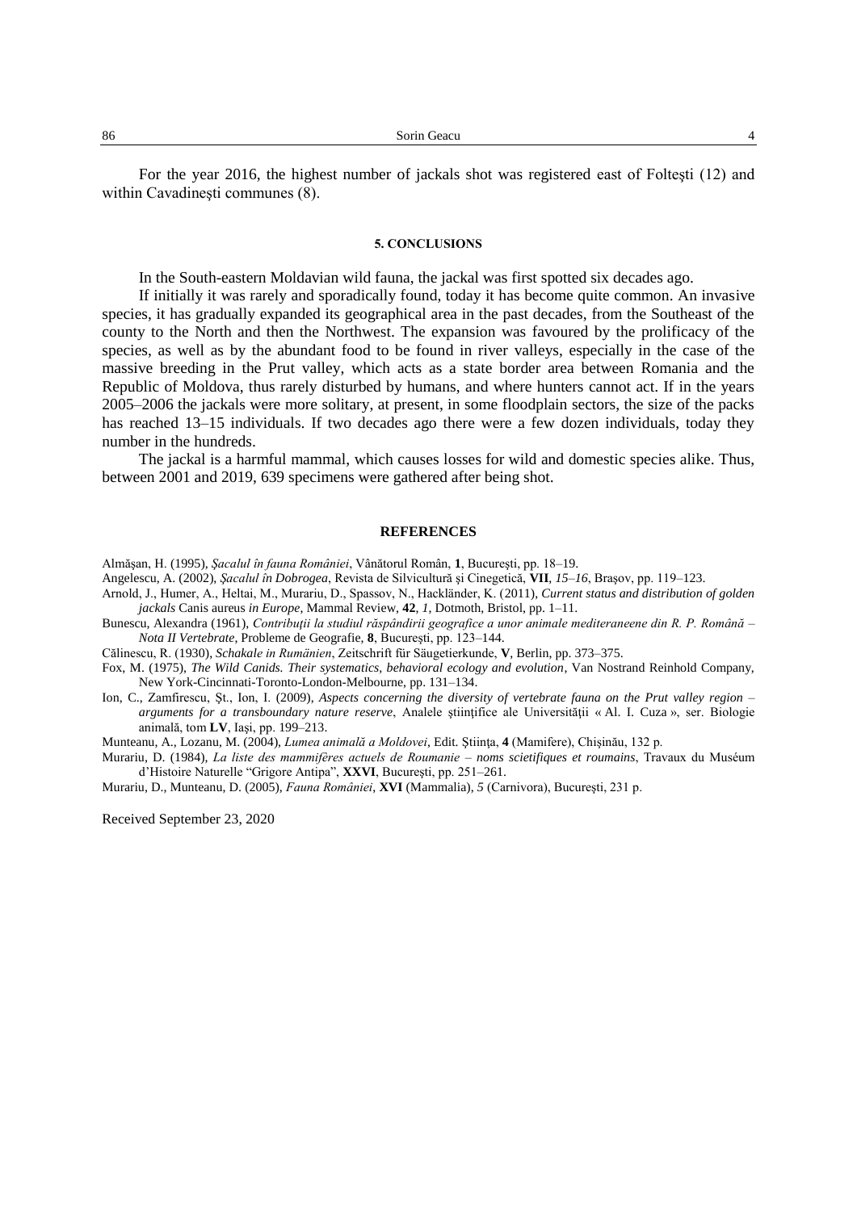For the year 2016, the highest number of jackals shot was registered east of Folteşti (12) and within Cavadineşti communes (8).

## 5. CONCLUSIONS

In the South-eastern Moldavian wild fauna, the jackal was first spotted six decades ago.

If initially it was rarely and sporadically found, today it has become quite common. An invasive species, it has gradually expanded its geographical area in the past decades, from the Southeast of the county to the North and then the Northwest. The expansion was favoured by the prolificacy of the species, as well as by the abundant food to be found in river valleys, especially in the case of the massive breeding in the Prut valley, which acts as a state border area between Romania and the Republic of Moldova, thus rarely disturbed by humans, and where hunters cannot act. If in the years 2005–2006 the jackals were more solitary, at present, in some floodplain sectors, the size of the packs has reached 13–15 individuals. If two decades ago there were a few dozen individuals, today they number in the hundreds.

The jackal is a harmful mammal, which causes losses for wild and domestic species alike. Thus, between 2001 and 2019, 639 specimens were gathered after being shot.

## REFERENCES

Almăşan, H. (1995), *Şacalul în fauna României*, Vânătorul Român, **1**, Bucureşti, pp. 18–19.

Angelescu, A. (2002), *Şacalul în Dobrogea*, Revista de Silvicultură şi Cinegetică, **VII**, *15–16*, Braşov, pp. 119–123.

Arnold, J., Humer, A., Heltai, M., Murariu, D., Spassov, N., Hackländer, K. (2011), *Current status and distribution of golden jackals* Canis aureus *in Europe*, Mammal Review, **42**, *1*, Dotmoth, Bristol, pp. 1–11.

Bunescu, Alexandra (1961), *Contribuţii la studiul răspândirii geografice a unor animale mediteraneene din R. P. Română – Nota II Vertebrate*, Probleme de Geografie, **8**, Bucureşti, pp. 123–144.

Călinescu, R. (1930), *Schakale in Rumänien*, Zeitschrift für Säugetierkunde, **V**, Berlin, pp. 373–375.

Fox, M. (1975), *The Wild Canids. Their systematics, behavioral ecology and evolution*, Van Nostrand Reinhold Company, New York-Cincinnati-Toronto-London-Melbourne, pp. 131–134.

Ion, C., Zamfirescu, Şt., Ion, I. (2009), *Aspects concerning the diversity of vertebrate fauna on the Prut valley region – arguments for a transboundary nature reserve*, Analele ştiinţifice ale Universităţii « Al. I. Cuza », ser. Biologie animală, tom **LV**, Iaşi, pp. 199–213.

Munteanu, A., Lozanu, M. (2004), *Lumea animală a Moldovei*, Edit. Ştiinţa, **4** (Mamifere), Chişinău, 132 p.

Murariu, D. (1984), *La liste des mammifères actuels de Roumanie – noms scietifiques et roumains*, Travaux du Muséum d'Histoire Naturelle "Grigore Antipa", **XXVI**, Bucureşti, pp. 251–261.

Murariu, D., Munteanu, D. (2005), *Fauna României*, **XVI** (Mammalia), *5* (Carnivora), Bucureşti, 231 p.

Received September 23, 2020